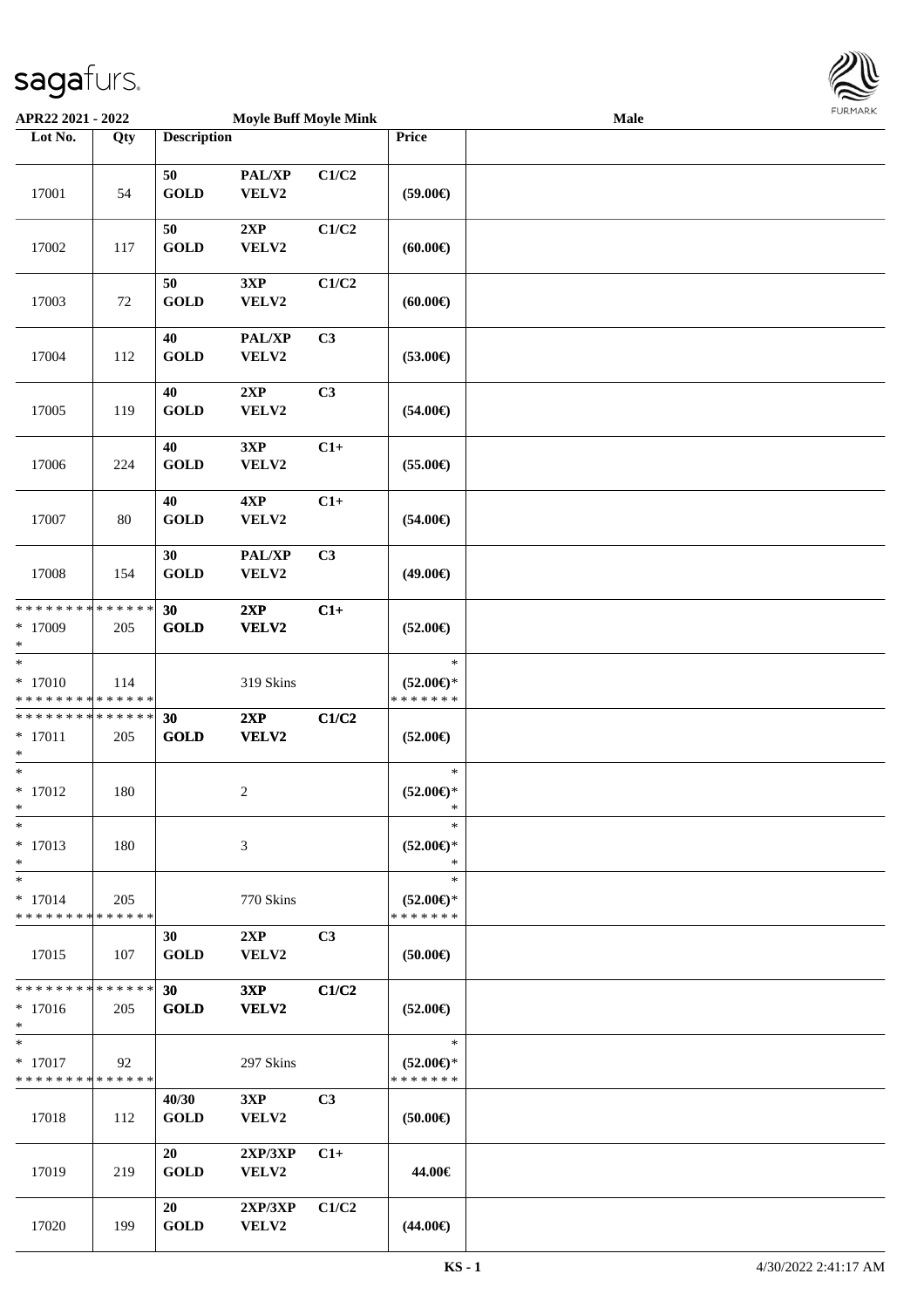APR22 2021 - 2022 — Moyle Buff Moyle Mink — Male

| Lot No. | Qty | Description | | | Price | |
|---|---|---|---|---|---|---|
| 17001 | 54 | 50 GOLD | PAL/XP VELV2 | C1/C2 | (59.00€) | |
| 17002 | 117 | 50 GOLD | 2XP VELV2 | C1/C2 | (60.00€) | |
| 17003 | 72 | 50 GOLD | 3XP VELV2 | C1/C2 | (60.00€) | |
| 17004 | 112 | 40 GOLD | PAL/XP VELV2 | C3 | (53.00€) | |
| 17005 | 119 | 40 GOLD | 2XP VELV2 | C3 | (54.00€) | |
| 17006 | 224 | 40 GOLD | 3XP VELV2 | C1+ | (55.00€) | |
| 17007 | 80 | 40 GOLD | 4XP VELV2 | C1+ | (54.00€) | |
| 17008 | 154 | 30 GOLD | PAL/XP VELV2 | C3 | (49.00€) | |
| * * * * * * * * * * * * * * <br>* 17009<br>* | 205 | 30 GOLD | 2XP VELV2 | C1+ | (52.00€) | |
| *<br>* 17010<br>* * * * * * * * * * * * * * | 114 | | 319 Skins | | *<br>(52.00€)*<br>* * * * * * * | |
| * * * * * * * * * * * * * * <br>* 17011<br>* | 205 | 30 GOLD | 2XP VELV2 | C1/C2 | (52.00€) | |
| *<br>* 17012<br>* | 180 | | 2 | | *<br>(52.00€)*<br>* | |
| *<br>* 17013<br>* | 180 | | 3 | | *<br>(52.00€)*<br>* | |
| *<br>* 17014<br>* * * * * * * * * * * * * * | 205 | | 770 Skins | | *<br>(52.00€)*<br>* * * * * * * | |
| 17015 | 107 | 30 GOLD | 2XP VELV2 | C3 | (50.00€) | |
| * * * * * * * * * * * * * * <br>* 17016<br>* | 205 | 30 GOLD | 3XP VELV2 | C1/C2 | (52.00€) | |
| *<br>* 17017<br>* * * * * * * * * * * * * * | 92 | | 297 Skins | | *<br>(52.00€)*<br>* * * * * * * | |
| 17018 | 112 | 40/30 GOLD | 3XP VELV2 | C3 | (50.00€) | |
| 17019 | 219 | 20 GOLD | 2XP/3XP VELV2 | C1+ | 44.00€ | |
| 17020 | 199 | 20 GOLD | 2XP/3XP VELV2 | C1/C2 | (44.00€) | |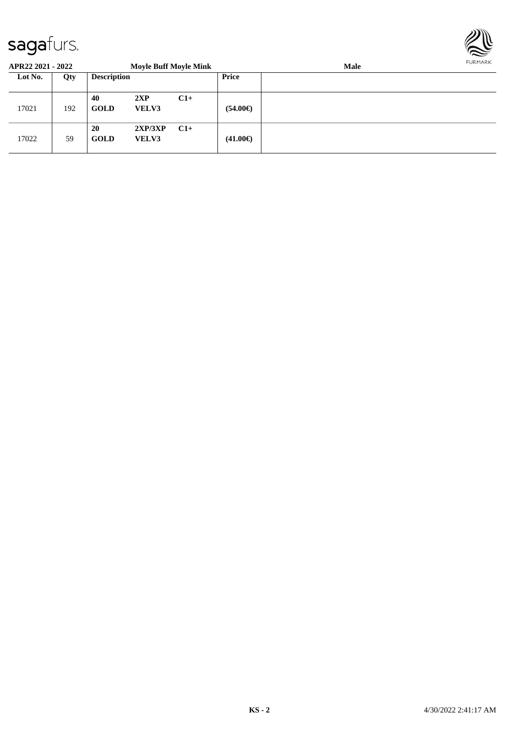**APR22 2021 - 2022** **Moyle Buff Moyle Mink** **Male**

| Lot No. | Qty | Description | | | Price | |
|---|---|---|---|---|---|---|
| 17021 | 192 | **40** **GOLD** | **2XP** **VELV3** | **C1+** | **(54.00€)** | |
| 17022 | 59 | **20** **GOLD** | **2XP/3XP** **VELV3** | **C1+** | **(41.00€)** | |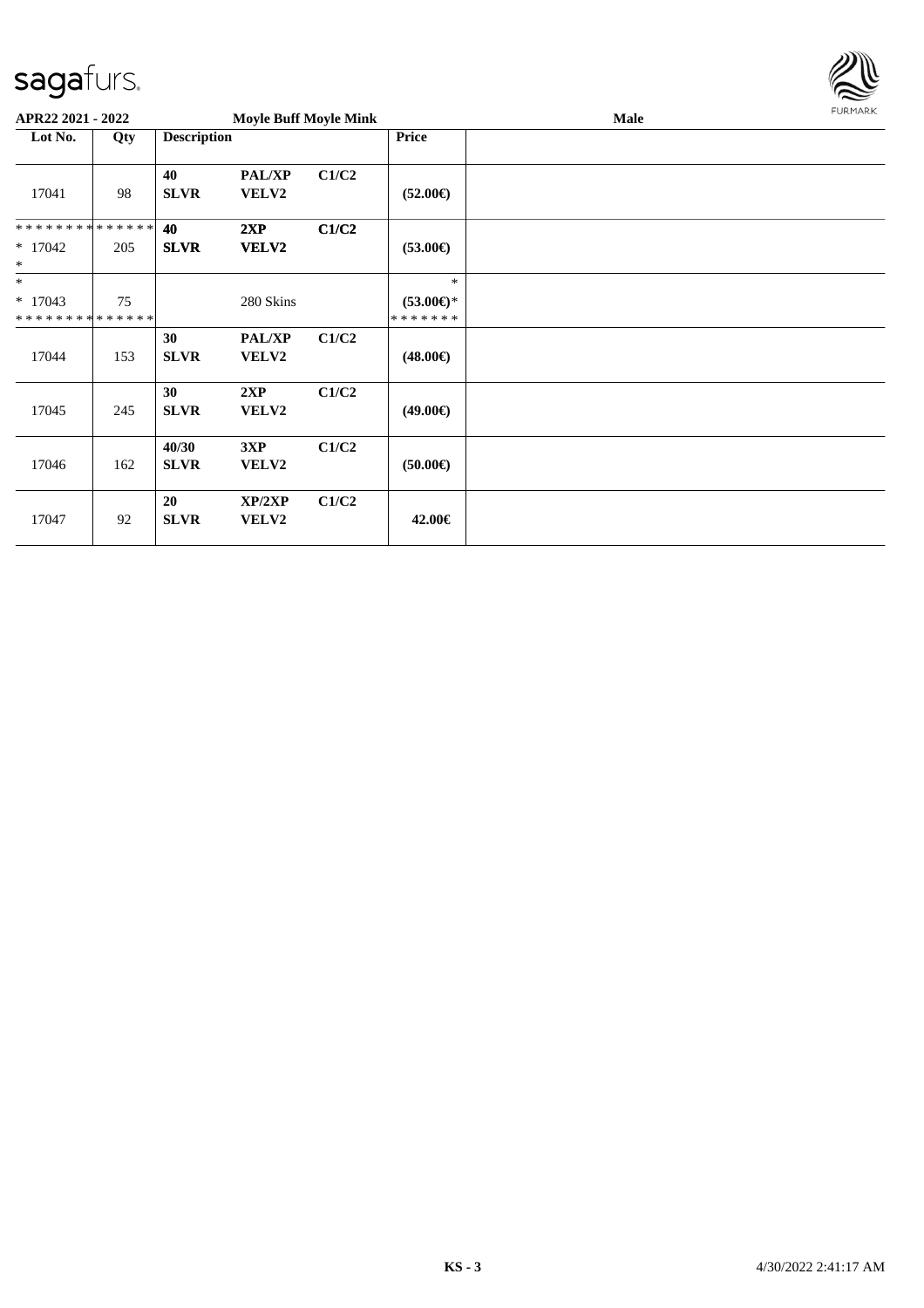**APR22 2021 - 2022** **Moyle Buff Moyle Mink** **Male**

| Lot No. | Qty | Description | | | Price | |
|---|---|---|---|---|---|---|
| 17041 | 98 | 40<br>SLVR | PAL/XP<br>VELV2 | C1/C2 | (52.00€) | |
| * * * * * * * * * * * * * *<br>* 17042<br>* | 205 | 40<br>SLVR | 2XP<br>VELV2 | C1/C2 | (53.00€) | |
| *<br>* 17043<br>* * * * * * * * * * * * * * | 75 | | 280 Skins | | *<br>(53.00€)*<br>* * * * * * * | |
| 17044 | 153 | 30<br>SLVR | PAL/XP<br>VELV2 | C1/C2 | (48.00€) | |
| 17045 | 245 | 30<br>SLVR | 2XP<br>VELV2 | C1/C2 | (49.00€) | |
| 17046 | 162 | 40/30<br>SLVR | 3XP<br>VELV2 | C1/C2 | (50.00€) | |
| 17047 | 92 | 20<br>SLVR | XP/2XP<br>VELV2 | C1/C2 | 42.00€ | |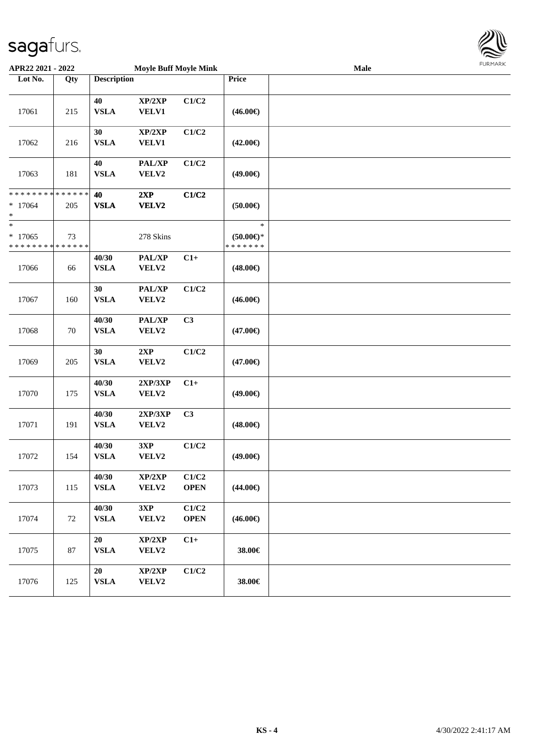APR22 2021 - 2022 — Moyle Buff Moyle Mink — Male

| Lot No. | Qty | Description | | | Price | |
|---|---|---|---|---|---|---|
| 17061 | 215 | 40 VSLA | XP/2XP VELV1 | C1/C2 | (46.00€) | |
| 17062 | 216 | 30 VSLA | XP/2XP VELV1 | C1/C2 | (42.00€) | |
| 17063 | 181 | 40 VSLA | PAL/XP VELV2 | C1/C2 | (49.00€) | |
| * * * * * * * * * * * * * * * 17064 * | 205 | 40 VSLA | 2XP VELV2 | C1/C2 | (50.00€) | |
| * * 17065 * * * * * * * * * * * * * * | 73 | | 278 Skins | | * (50.00€)* * * * * * * * | |
| 17066 | 66 | 40/30 VSLA | PAL/XP VELV2 | C1+ | (48.00€) | |
| 17067 | 160 | 30 VSLA | PAL/XP VELV2 | C1/C2 | (46.00€) | |
| 17068 | 70 | 40/30 VSLA | PAL/XP VELV2 | C3 | (47.00€) | |
| 17069 | 205 | 30 VSLA | 2XP VELV2 | C1/C2 | (47.00€) | |
| 17070 | 175 | 40/30 VSLA | 2XP/3XP VELV2 | C1+ | (49.00€) | |
| 17071 | 191 | 40/30 VSLA | 2XP/3XP VELV2 | C3 | (48.00€) | |
| 17072 | 154 | 40/30 VSLA | 3XP VELV2 | C1/C2 | (49.00€) | |
| 17073 | 115 | 40/30 VSLA | XP/2XP VELV2 | C1/C2 OPEN | (44.00€) | |
| 17074 | 72 | 40/30 VSLA | 3XP VELV2 | C1/C2 OPEN | (46.00€) | |
| 17075 | 87 | 20 VSLA | XP/2XP VELV2 | C1+ | 38.00€ | |
| 17076 | 125 | 20 VSLA | XP/2XP VELV2 | C1/C2 | 38.00€ | |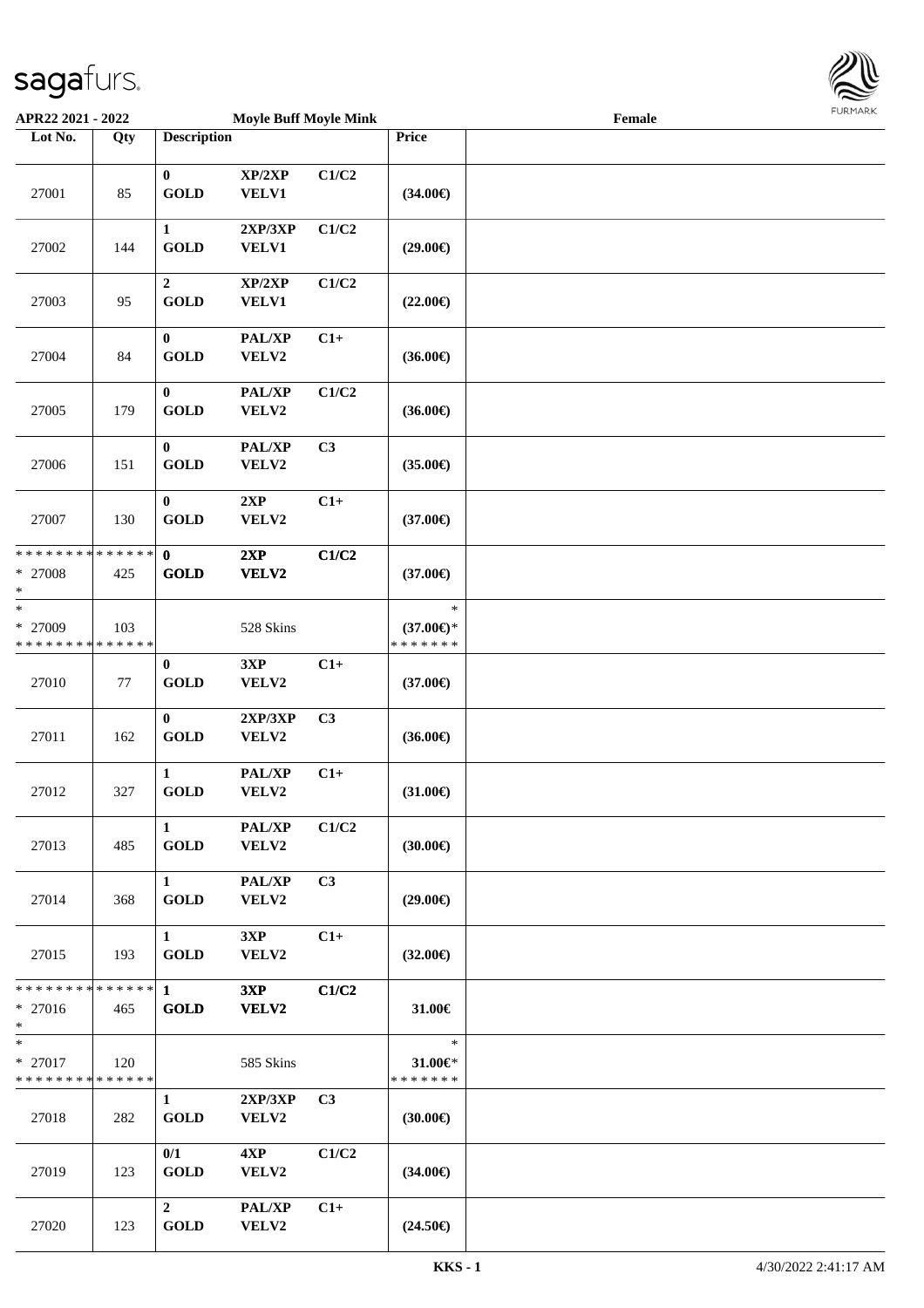**APR22 2021 - 2022** **Moyle Buff Moyle Mink** **Female**

| Lot No. | Qty | Description | | | Price | |
|---|---|---|---|---|---|---|
| 27001 | 85 | 0 GOLD | XP/2XP VELV1 | C1/C2 | (34.00€) | |
| 27002 | 144 | 1 GOLD | 2XP/3XP VELV1 | C1/C2 | (29.00€) | |
| 27003 | 95 | 2 GOLD | XP/2XP VELV1 | C1/C2 | (22.00€) | |
| 27004 | 84 | 0 GOLD | PAL/XP VELV2 | C1+ | (36.00€) | |
| 27005 | 179 | 0 GOLD | PAL/XP VELV2 | C1/C2 | (36.00€) | |
| 27006 | 151 | 0 GOLD | PAL/XP VELV2 | C3 | (35.00€) | |
| 27007 | 130 | 0 GOLD | 2XP VELV2 | C1+ | (37.00€) | |
| * * * * * * * * * * * * * * * 27008 * | 425 | 0 GOLD | 2XP VELV2 | C1/C2 | (37.00€) | |
| * * 27009 * * * * * * * * * * * * * * | 103 | | 528 Skins | | * (37.00€)* * * * * * * * | |
| 27010 | 77 | 0 GOLD | 3XP VELV2 | C1+ | (37.00€) | |
| 27011 | 162 | 0 GOLD | 2XP/3XP VELV2 | C3 | (36.00€) | |
| 27012 | 327 | 1 GOLD | PAL/XP VELV2 | C1+ | (31.00€) | |
| 27013 | 485 | 1 GOLD | PAL/XP VELV2 | C1/C2 | (30.00€) | |
| 27014 | 368 | 1 GOLD | PAL/XP VELV2 | C3 | (29.00€) | |
| 27015 | 193 | 1 GOLD | 3XP VELV2 | C1+ | (32.00€) | |
| * * * * * * * * * * * * * * * 27016 * | 465 | 1 GOLD | 3XP VELV2 | C1/C2 | 31.00€ | |
| * * 27017 * * * * * * * * * * * * * * | 120 | | 585 Skins | | * 31.00€* * * * * * * * | |
| 27018 | 282 | 1 GOLD | 2XP/3XP VELV2 | C3 | (30.00€) | |
| 27019 | 123 | 0/1 GOLD | 4XP VELV2 | C1/C2 | (34.00€) | |
| 27020 | 123 | 2 GOLD | PAL/XP VELV2 | C1+ | (24.50€) | |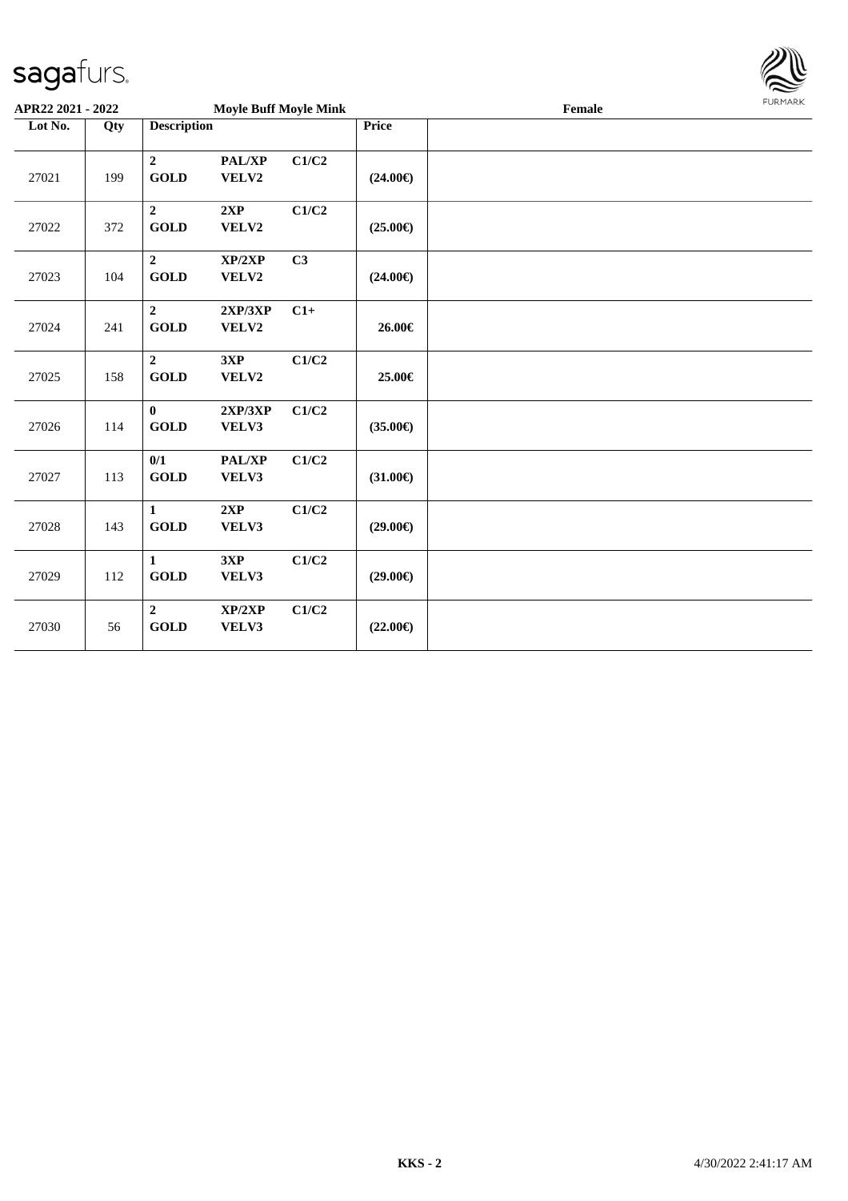**APR22 2021 - 2022** **Moyle Buff Moyle Mink** **Female**

| Lot No. | Qty | Description | | | Price | |
|---|---|---|---|---|---|---|
| 27021 | 199 | **2** **GOLD** | **PAL/XP** **VELV2** | **C1/C2** | **(24.00€)** | |
| 27022 | 372 | **2** **GOLD** | **2XP** **VELV2** | **C1/C2** | **(25.00€)** | |
| 27023 | 104 | **2** **GOLD** | **XP/2XP** **VELV2** | **C3** | **(24.00€)** | |
| 27024 | 241 | **2** **GOLD** | **2XP/3XP** **VELV2** | **C1+** | **26.00€** | |
| 27025 | 158 | **2** **GOLD** | **3XP** **VELV2** | **C1/C2** | **25.00€** | |
| 27026 | 114 | **0** **GOLD** | **2XP/3XP** **VELV3** | **C1/C2** | **(35.00€)** | |
| 27027 | 113 | **0/1** **GOLD** | **PAL/XP** **VELV3** | **C1/C2** | **(31.00€)** | |
| 27028 | 143 | **1** **GOLD** | **2XP** **VELV3** | **C1/C2** | **(29.00€)** | |
| 27029 | 112 | **1** **GOLD** | **3XP** **VELV3** | **C1/C2** | **(29.00€)** | |
| 27030 | 56 | **2** **GOLD** | **XP/2XP** **VELV3** | **C1/C2** | **(22.00€)** | |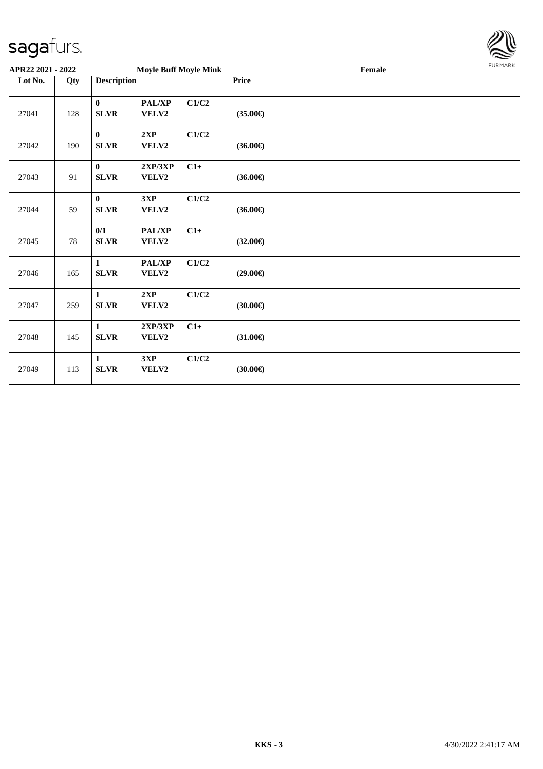**APR22 2021 - 2022** **Moyle Buff Moyle Mink** **Female**

| Lot No. | Qty | Description | | | Price | |
|---|---|---|---|---|---|---|
| 27041 | 128 | **0** **SLVR** | **PAL/XP** **VELV2** | **C1/C2** | **(35.00€)** | |
| 27042 | 190 | **0** **SLVR** | **2XP** **VELV2** | **C1/C2** | **(36.00€)** | |
| 27043 | 91 | **0** **SLVR** | **2XP/3XP** **VELV2** | **C1+** | **(36.00€)** | |
| 27044 | 59 | **0** **SLVR** | **3XP** **VELV2** | **C1/C2** | **(36.00€)** | |
| 27045 | 78 | **0/1** **SLVR** | **PAL/XP** **VELV2** | **C1+** | **(32.00€)** | |
| 27046 | 165 | **1** **SLVR** | **PAL/XP** **VELV2** | **C1/C2** | **(29.00€)** | |
| 27047 | 259 | **1** **SLVR** | **2XP** **VELV2** | **C1/C2** | **(30.00€)** | |
| 27048 | 145 | **1** **SLVR** | **2XP/3XP** **VELV2** | **C1+** | **(31.00€)** | |
| 27049 | 113 | **1** **SLVR** | **3XP** **VELV2** | **C1/C2** | **(30.00€)** | |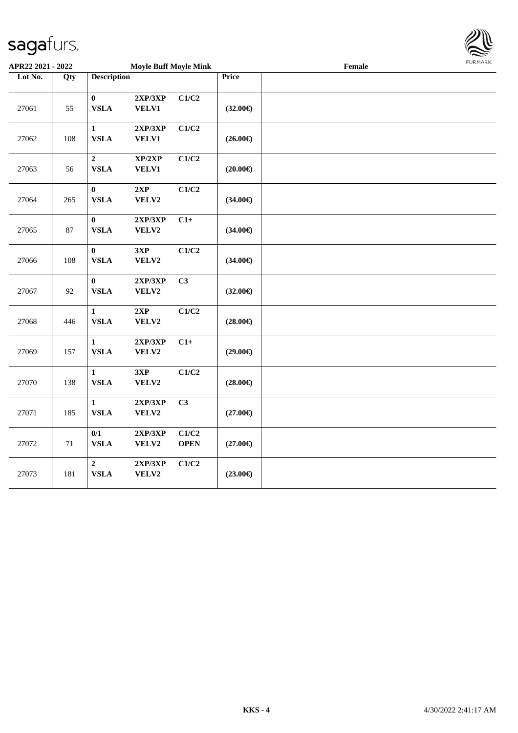APR22 2021 - 2022 | Moyle Buff Moyle Mink | Female

| Lot No. | Qty | Description | | | Price | |
|---|---|---|---|---|---|---|
| 27061 | 55 | 0 VSLA | 2XP/3XP VELV1 | C1/C2 | (32.00€) | |
| 27062 | 108 | 1 VSLA | 2XP/3XP VELV1 | C1/C2 | (26.00€) | |
| 27063 | 56 | 2 VSLA | XP/2XP VELV1 | C1/C2 | (20.00€) | |
| 27064 | 265 | 0 VSLA | 2XP VELV2 | C1/C2 | (34.00€) | |
| 27065 | 87 | 0 VSLA | 2XP/3XP VELV2 | C1+ | (34.00€) | |
| 27066 | 108 | 0 VSLA | 3XP VELV2 | C1/C2 | (34.00€) | |
| 27067 | 92 | 0 VSLA | 2XP/3XP VELV2 | C3 | (32.00€) | |
| 27068 | 446 | 1 VSLA | 2XP VELV2 | C1/C2 | (28.00€) | |
| 27069 | 157 | 1 VSLA | 2XP/3XP VELV2 | C1+ | (29.00€) | |
| 27070 | 138 | 1 VSLA | 3XP VELV2 | C1/C2 | (28.00€) | |
| 27071 | 185 | 1 VSLA | 2XP/3XP VELV2 | C3 | (27.00€) | |
| 27072 | 71 | 0/1 VSLA | 2XP/3XP VELV2 | C1/C2 OPEN | (27.00€) | |
| 27073 | 181 | 2 VSLA | 2XP/3XP VELV2 | C1/C2 | (23.00€) | |